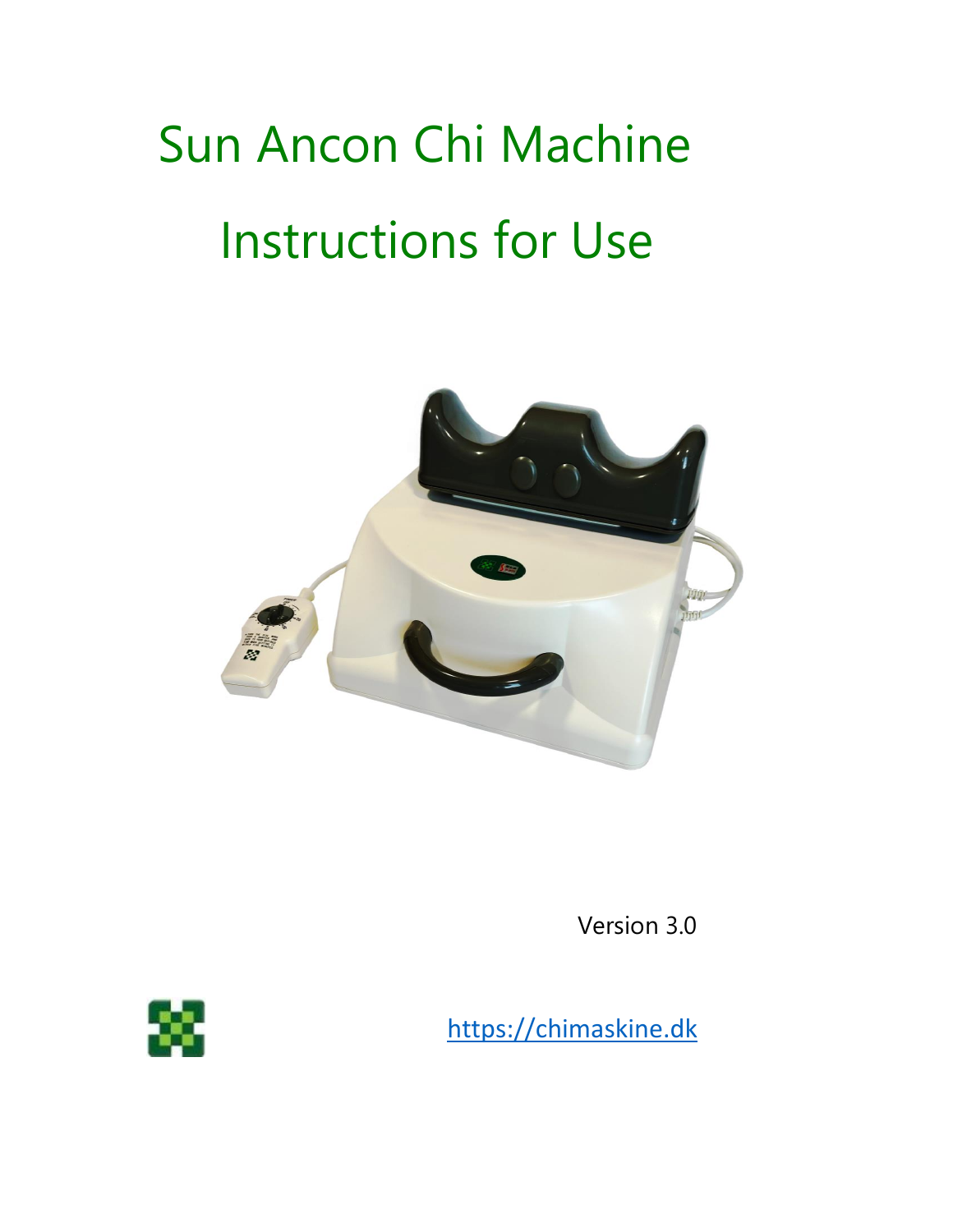# Sun Ancon Chi Machine

# Instructions for Use

Version 3.0

https://chimaskine.dk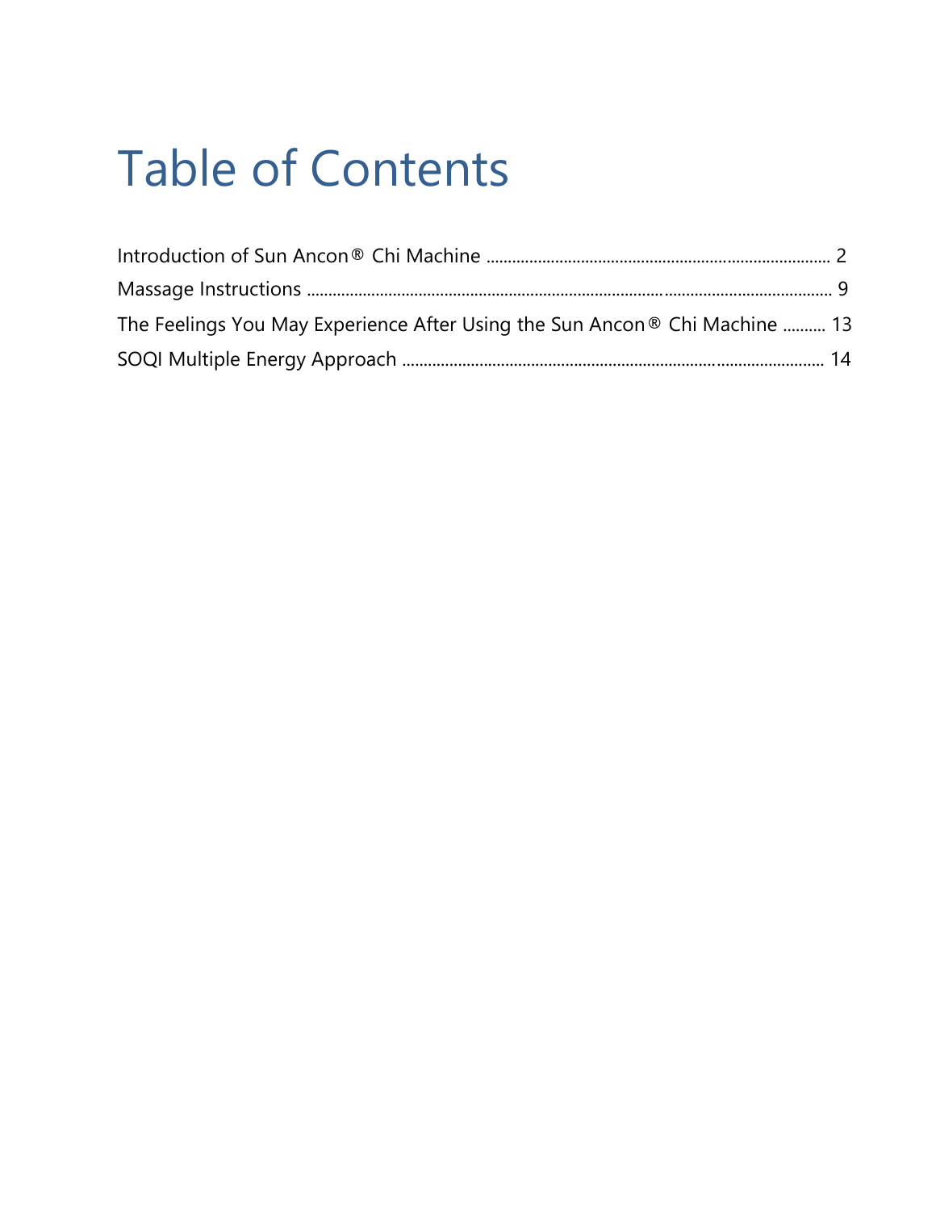# Table of Contents

Introduction of Sun Ancon® Chi Machine ........................................................................ 2

Massage Instructions ........................................................................................................... 9

The Feelings You May Experience After Using the Sun Ancon® Chi Machine .......... 13

SOQI Multiple Energy Approach ..................................................................................... 14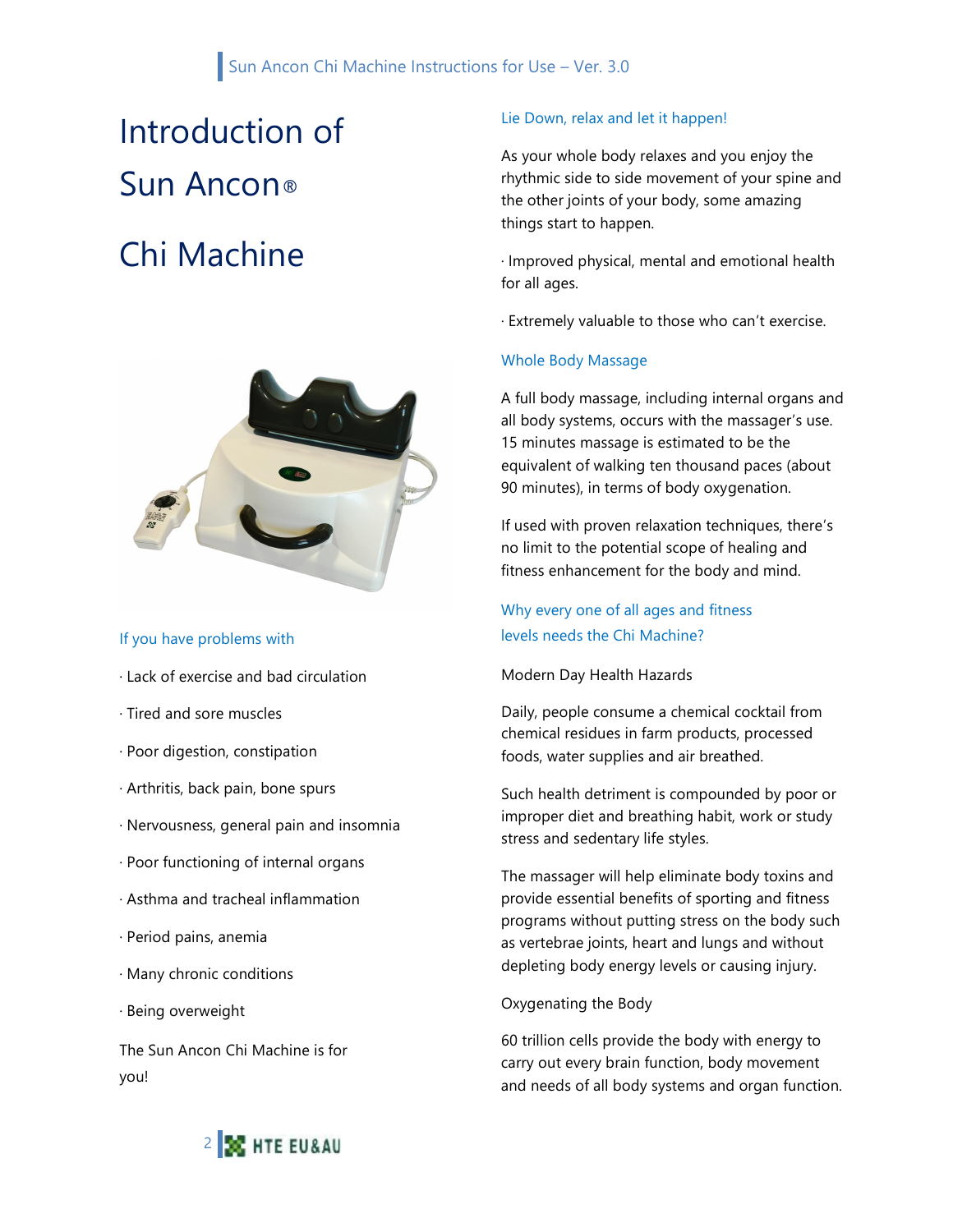# Introduction of Sun Ancon® Chi Machine

### If you have problems with

· Lack of exercise and bad circulation

· Tired and sore muscles

· Poor digestion, constipation

· Arthritis, back pain, bone spurs

· Nervousness, general pain and insomnia

· Poor functioning of internal organs

· Asthma and tracheal inflammation

· Period pains, anemia

· Many chronic conditions

· Being overweight

The Sun Ancon Chi Machine is for you!

### Lie Down, relax and let it happen!

As your whole body relaxes and you enjoy the rhythmic side to side movement of your spine and the other joints of your body, some amazing things start to happen.

· Improved physical, mental and emotional health for all ages.

· Extremely valuable to those who can't exercise.

### Whole Body Massage

A full body massage, including internal organs and all body systems, occurs with the massager's use. 15 minutes massage is estimated to be the equivalent of walking ten thousand paces (about 90 minutes), in terms of body oxygenation.

If used with proven relaxation techniques, there's no limit to the potential scope of healing and fitness enhancement for the body and mind.

### Why every one of all ages and fitness levels needs the Chi Machine?

Modern Day Health Hazards

Daily, people consume a chemical cocktail from chemical residues in farm products, processed foods, water supplies and air breathed.

Such health detriment is compounded by poor or improper diet and breathing habit, work or study stress and sedentary life styles.

The massager will help eliminate body toxins and provide essential benefits of sporting and fitness programs without putting stress on the body such as vertebrae joints, heart and lungs and without depleting body energy levels or causing injury.

Oxygenating the Body

60 trillion cells provide the body with energy to carry out every brain function, body movement and needs of all body systems and organ function.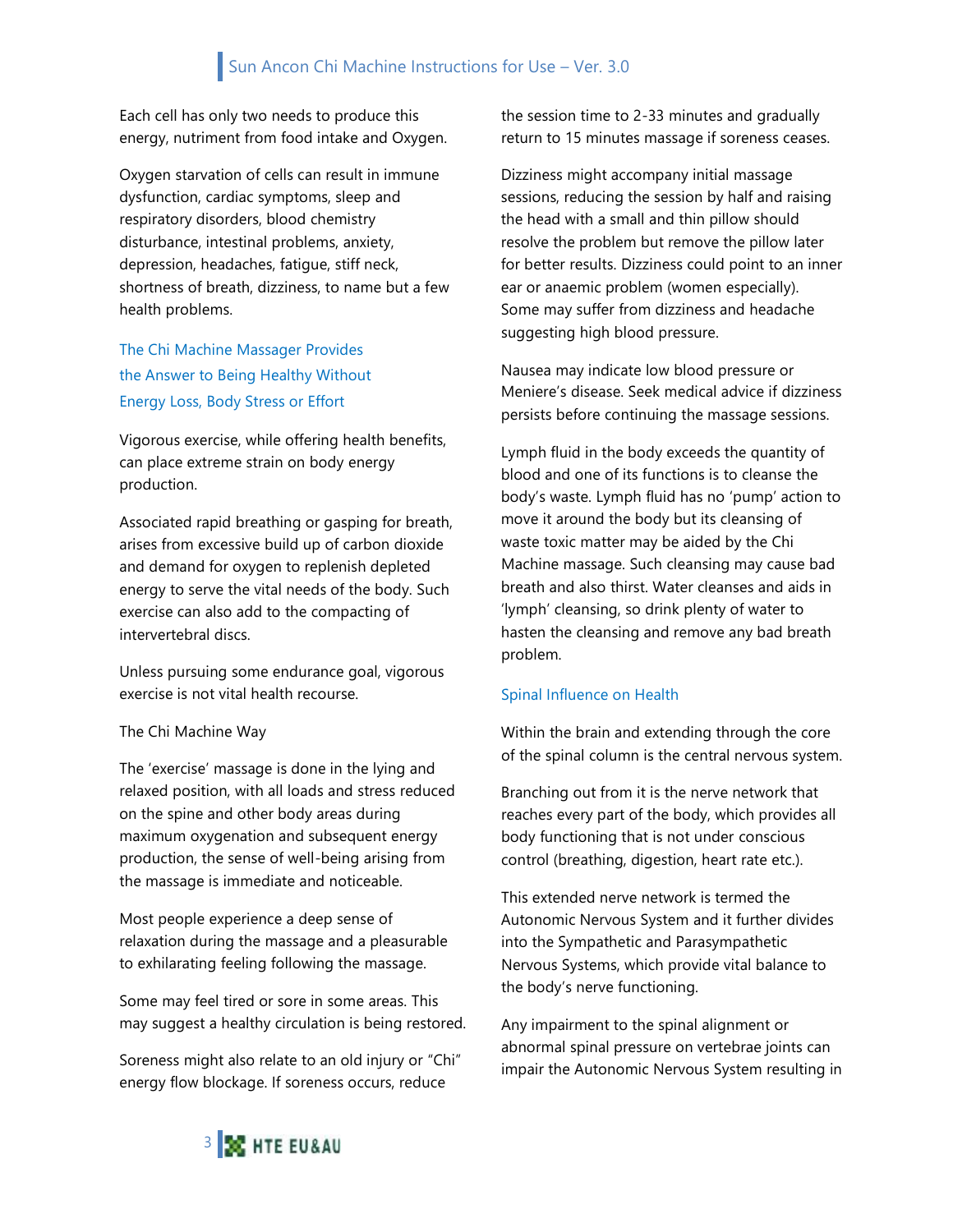Each cell has only two needs to produce this energy, nutriment from food intake and Oxygen.

Oxygen starvation of cells can result in immune dysfunction, cardiac symptoms, sleep and respiratory disorders, blood chemistry disturbance, intestinal problems, anxiety, depression, headaches, fatigue, stiff neck, shortness of breath, dizziness, to name but a few health problems.

## The Chi Machine Massager Provides the Answer to Being Healthy Without Energy Loss, Body Stress or Effort

Vigorous exercise, while offering health benefits, can place extreme strain on body energy production.

Associated rapid breathing or gasping for breath, arises from excessive build up of carbon dioxide and demand for oxygen to replenish depleted energy to serve the vital needs of the body. Such exercise can also add to the compacting of intervertebral discs.

Unless pursuing some endurance goal, vigorous exercise is not vital health recourse.

The Chi Machine Way

The 'exercise' massage is done in the lying and relaxed position, with all loads and stress reduced on the spine and other body areas during maximum oxygenation and subsequent energy production, the sense of well-being arising from the massage is immediate and noticeable.

Most people experience a deep sense of relaxation during the massage and a pleasurable to exhilarating feeling following the massage.

Some may feel tired or sore in some areas. This may suggest a healthy circulation is being restored.

Soreness might also relate to an old injury or "Chi" energy flow blockage. If soreness occurs, reduce the session time to 2-33 minutes and gradually return to 15 minutes massage if soreness ceases.

Dizziness might accompany initial massage sessions, reducing the session by half and raising the head with a small and thin pillow should resolve the problem but remove the pillow later for better results. Dizziness could point to an inner ear or anaemic problem (women especially). Some may suffer from dizziness and headache suggesting high blood pressure.

Nausea may indicate low blood pressure or Meniere's disease. Seek medical advice if dizziness persists before continuing the massage sessions.

Lymph fluid in the body exceeds the quantity of blood and one of its functions is to cleanse the body's waste. Lymph fluid has no 'pump' action to move it around the body but its cleansing of waste toxic matter may be aided by the Chi Machine massage. Such cleansing may cause bad breath and also thirst. Water cleanses and aids in 'lymph' cleansing, so drink plenty of water to hasten the cleansing and remove any bad breath problem.

## Spinal Influence on Health

Within the brain and extending through the core of the spinal column is the central nervous system.

Branching out from it is the nerve network that reaches every part of the body, which provides all body functioning that is not under conscious control (breathing, digestion, heart rate etc.).

This extended nerve network is termed the Autonomic Nervous System and it further divides into the Sympathetic and Parasympathetic Nervous Systems, which provide vital balance to the body's nerve functioning.

Any impairment to the spinal alignment or abnormal spinal pressure on vertebrae joints can impair the Autonomic Nervous System resulting in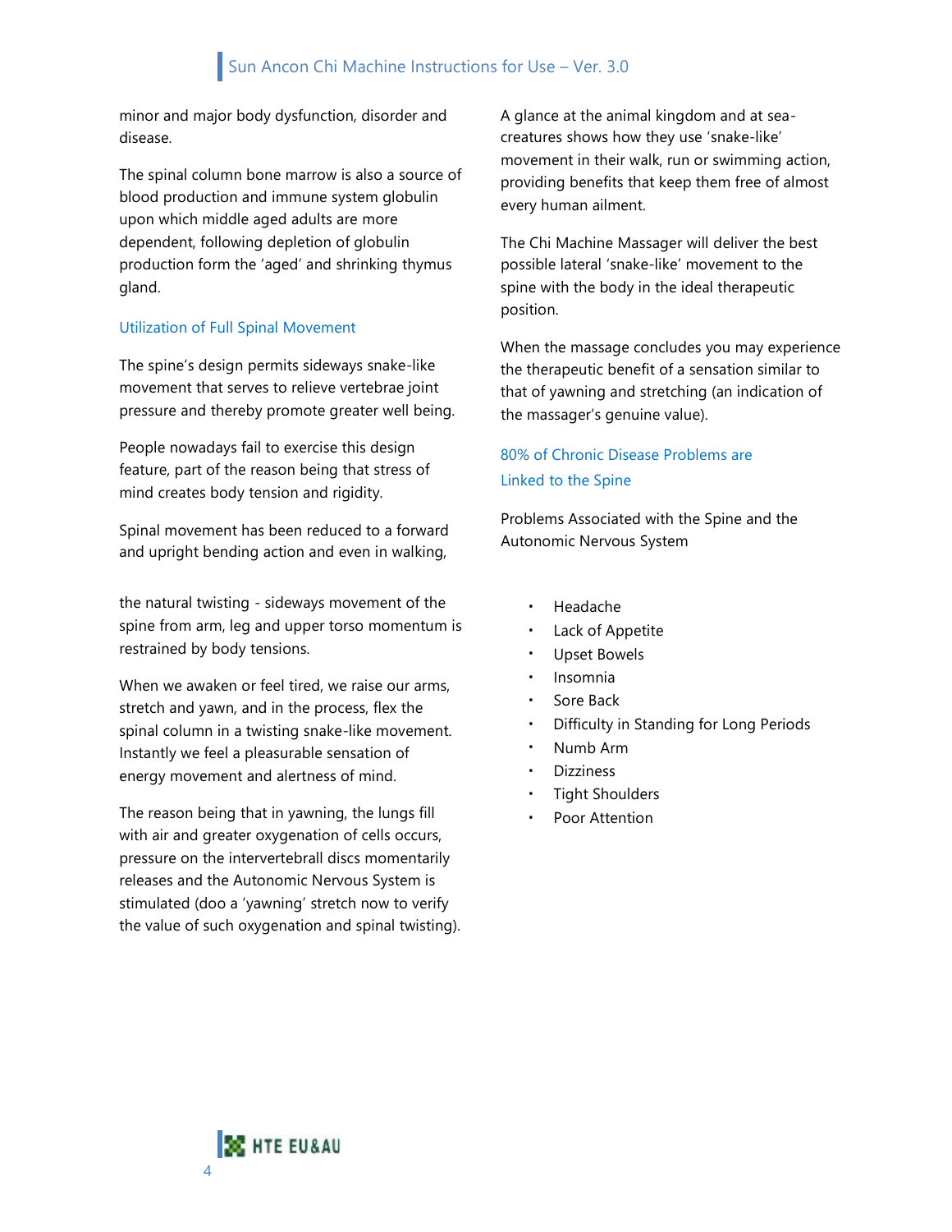minor and major body dysfunction, disorder and disease.

The spinal column bone marrow is also a source of blood production and immune system globulin upon which middle aged adults are more dependent, following depletion of globulin production form the 'aged' and shrinking thymus gland.

## Utilization of Full Spinal Movement

The spine's design permits sideways snake-like movement that serves to relieve vertebrae joint pressure and thereby promote greater well being.

People nowadays fail to exercise this design feature, part of the reason being that stress of mind creates body tension and rigidity.

Spinal movement has been reduced to a forward and upright bending action and even in walking,

the natural twisting - sideways movement of the spine from arm, leg and upper torso momentum is restrained by body tensions.

When we awaken or feel tired, we raise our arms, stretch and yawn, and in the process, flex the spinal column in a twisting snake-like movement. Instantly we feel a pleasurable sensation of energy movement and alertness of mind.

The reason being that in yawning, the lungs fill with air and greater oxygenation of cells occurs, pressure on the intervertebrall discs momentarily releases and the Autonomic Nervous System is stimulated (doo a 'yawning' stretch now to verify the value of such oxygenation and spinal twisting).

A glance at the animal kingdom and at sea-creatures shows how they use 'snake-like' movement in their walk, run or swimming action, providing benefits that keep them free of almost every human ailment.

The Chi Machine Massager will deliver the best possible lateral 'snake-like' movement to the spine with the body in the ideal therapeutic position.

When the massage concludes you may experience the therapeutic benefit of a sensation similar to that of yawning and stretching (an indication of the massager's genuine value).

## 80% of Chronic Disease Problems are Linked to the Spine

Problems Associated with the Spine and the Autonomic Nervous System

- Headache
- Lack of Appetite
- Upset Bowels
- Insomnia
- Sore Back
- Difficulty in Standing for Long Periods
- Numb Arm
- Dizziness
- Tight Shoulders
- Poor Attention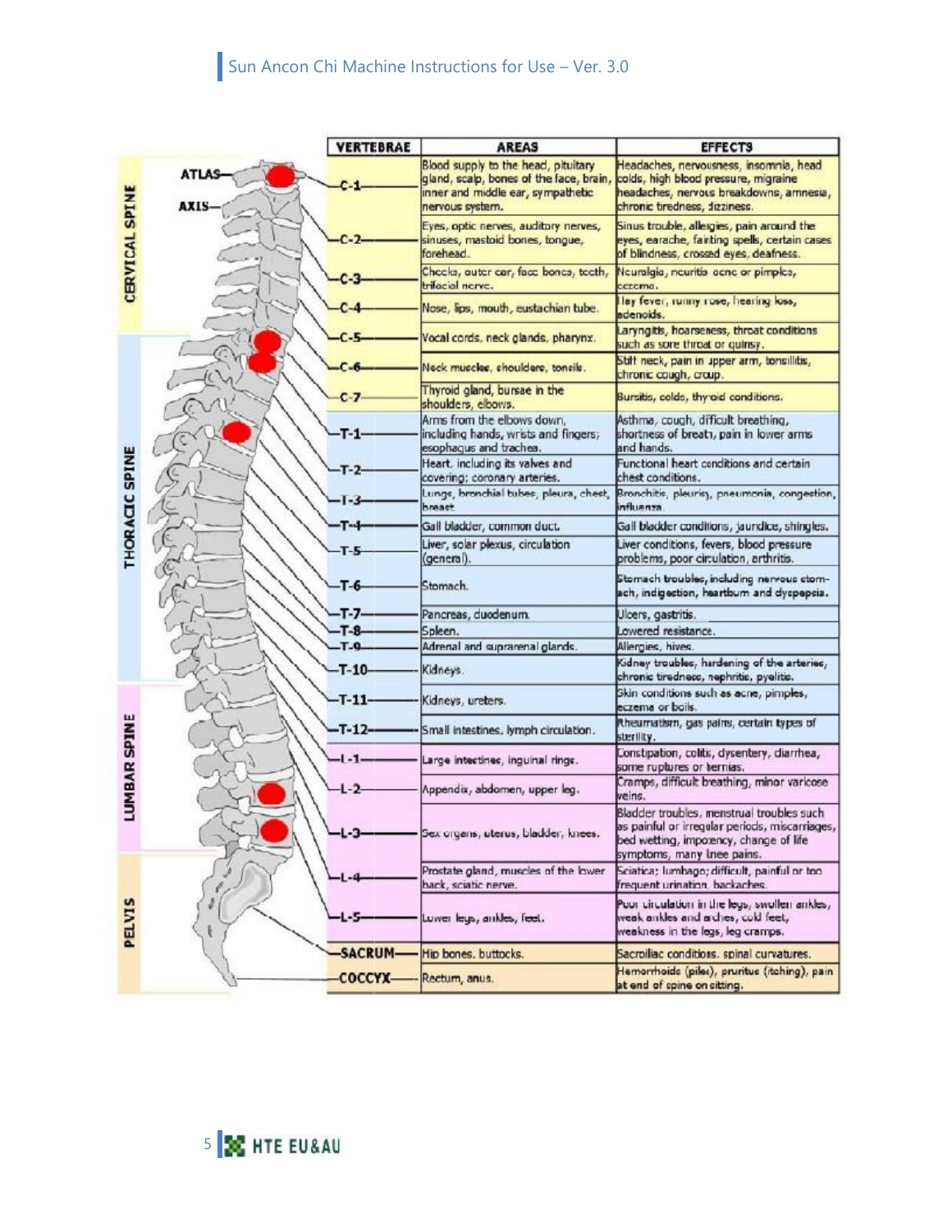| VERTEBRAE | AREAS | EFFECTS |
|---|---|---|
| C-1 | Blood supply to the head, pituitary gland, scalp, bones of the face, brain, inner and middle ear, sympathetic nervous system. | Headaches, nervousness, insomnia, head colds, high blood pressure, migraine headaches, nervous breakdowns, amnesia, chronic tiredness, dizziness. |
| C-2 | Eyes, optic nerves, auditory nerves, sinuses, mastoid bones, tongue, forehead. | Sinus trouble, allergies, pain around the eyes, earache, fainting spells, certain cases of blindness, crossed eyes, deafness. |
| C-3 | Cheeks, outer ear, face bones, teeth, trifacial nerve. | Neuralgia, neuritis acne or pimples, eczema. |
| C-4 | Nose, lips, mouth, eustachian tube. | Hay fever, runny nose, hearing loss, adenoids. |
| C-5 | Vocal cords, neck glands, pharynx. | Laryngitis, hoarseness, throat conditions such as sore throat or quinsy. |
| C-6 | Neck muscles, shoulders, tonsils. | Stiff neck, pain in upper arm, tonsillitis, chronic cough, croup. |
| C-7 | Thyroid gland, bursae in the shoulders, elbows. | Bursitis, colds, thyroid conditions. |
| T-1 | Arms from the elbows down, including hands, wrists and fingers; esophagus and trachea. | Asthma, cough, difficult breathing, shortness of breath, pain in lower arms and hands. |
| T-2 | Heart, including its valves and covering; coronary arteries. | Functional heart conditions and certain chest conditions. |
| T-3 | Lungs, bronchial tubes, pleura, chest, breast. | Bronchitis, pleurisy, pneumonia, congestion, influenza. |
| T-4 | Gall bladder, common duct. | Gall bladder conditions, jaundice, shingles. |
| T-5 | Liver, solar plexus, circulation (general). | Liver conditions, fevers, blood pressure problems, poor circulation, arthritis. |
| T-6 | Stomach. | Stomach troubles, including nervous stomach, indigestion, heartburn and dyspepsia. |
| T-7 | Pancreas, duodenum. | Ulcers, gastritis. |
| T-8 | Spleen. | Lowered resistance. |
| T-9 | Adrenal and suprarenal glands. | Allergies, hives. |
| T-10 | Kidneys. | Kidney troubles, hardening of the arteries, chronic tiredness, nephritis, pyelitis. |
| T-11 | Kidneys, ureters. | Skin conditions such as acne, pimples, eczema or boils. |
| T-12 | Small intestines, lymph circulation. | Rheumatism, gas pains, certain types of sterility. |
| L-1 | Large intestines, inguinal rings. | Constipation, colitis, dysentery, diarrhea, some ruptures or hernias. |
| L-2 | Appendix, abdomen, upper leg. | Cramps, difficult breathing, minor varicose veins. |
| L-3 | Sex organs, uterus, bladder, knees. | Bladder troubles, menstrual troubles such as painful or irregular periods, miscarriages, bed wetting, impotency, change of life symptoms, many knee pains. |
| L-4 | Prostate gland, muscles of the lower back, sciatic nerve. | Sciatica; lumbago; difficult, painful or too frequent urination, backaches. |
| L-5 | Lower legs, ankles, feet. | Poor circulation in the legs, swollen ankles, weak ankles and arches, cold feet, weakness in the legs, leg cramps. |
| SACRUM | Hip bones, buttocks. | Sacroiliac conditions, spinal curvatures. |
| COCCYX | Rectum, anus. | Hemorrhoids (piles), pruritus (itching), pain at end of spine on sitting. |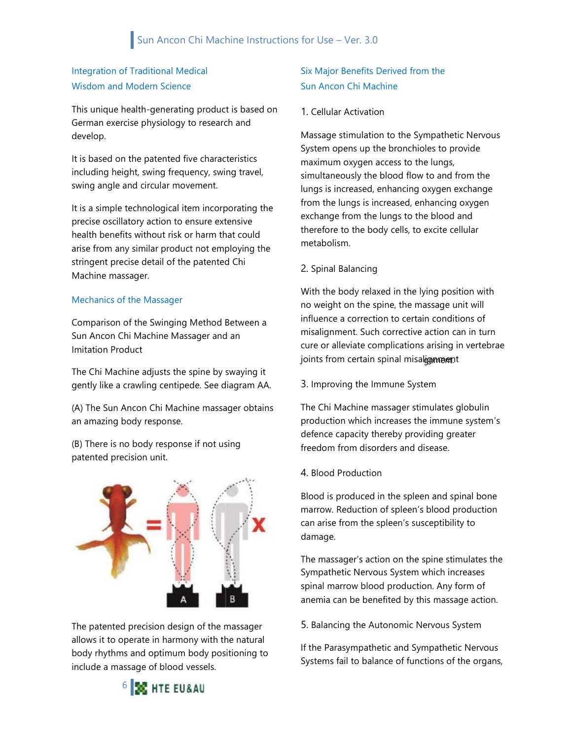## Integration of Traditional Medical Wisdom and Modern Science

This unique health-generating product is based on German exercise physiology to research and develop.

It is based on the patented five characteristics including height, swing frequency, swing travel, swing angle and circular movement.

It is a simple technological item incorporating the precise oscillatory action to ensure extensive health benefits without risk or harm that could arise from any similar product not employing the stringent precise detail of the patented Chi Machine massager.

## Mechanics of the Massager

Comparison of the Swinging Method Between a Sun Ancon Chi Machine Massager and an Imitation Product

The Chi Machine adjusts the spine by swaying it gently like a crawling centipede. See diagram AA.

(A) The Sun Ancon Chi Machine massager obtains an amazing body response.

(B) There is no body response if not using patented precision unit.

The patented precision design of the massager allows it to operate in harmony with the natural body rhythms and optimum body positioning to include a massage of blood vessels.

## Six Major Benefits Derived from the Sun Ancon Chi Machine

1. Cellular Activation

Massage stimulation to the Sympathetic Nervous System opens up the bronchioles to provide maximum oxygen access to the lungs, simultaneously the blood flow to and from the lungs is increased, enhancing oxygen exchange from the lungs is increased, enhancing oxygen exchange from the lungs to the blood and therefore to the body cells, to excite cellular metabolism.

2. Spinal Balancing

With the body relaxed in the lying position with no weight on the spine, the massage unit will influence a correction to certain conditions of misalignment. Such corrective action can in turn cure or alleviate complications arising in vertebrae joints from certain spinal misalignment

3. Improving the Immune System

The Chi Machine massager stimulates globulin production which increases the immune system's defence capacity thereby providing greater freedom from disorders and disease.

4. Blood Production

Blood is produced in the spleen and spinal bone marrow. Reduction of spleen's blood production can arise from the spleen's susceptibility to damage.

The massager's action on the spine stimulates the Sympathetic Nervous System which increases spinal marrow blood production. Any form of anemia can be benefited by this massage action.

5. Balancing the Autonomic Nervous System

If the Parasympathetic and Sympathetic Nervous Systems fail to balance of functions of the organs,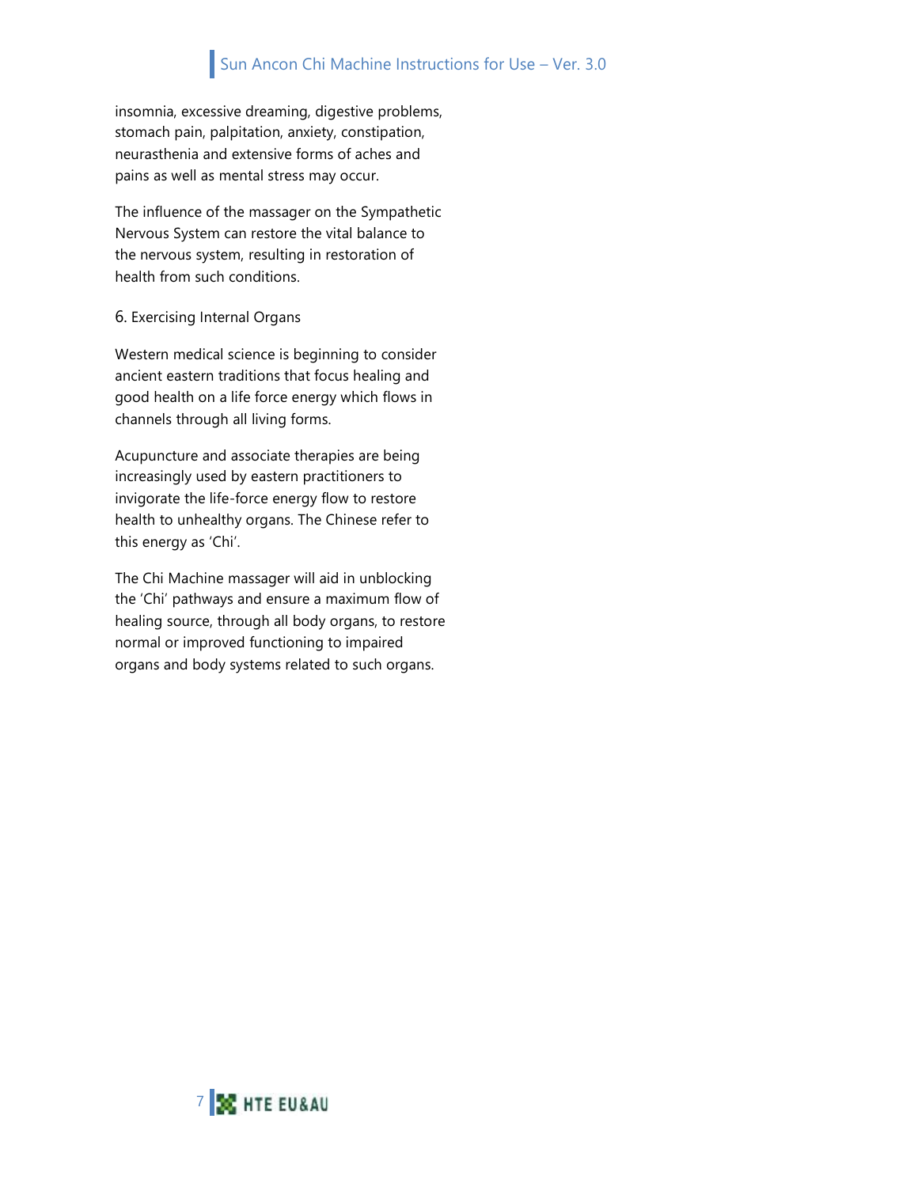insomnia, excessive dreaming, digestive problems, stomach pain, palpitation, anxiety, constipation, neurasthenia and extensive forms of aches and pains as well as mental stress may occur.

The influence of the massager on the Sympathetic Nervous System can restore the vital balance to the nervous system, resulting in restoration of health from such conditions.

6. Exercising Internal Organs

Western medical science is beginning to consider ancient eastern traditions that focus healing and good health on a life force energy which flows in channels through all living forms.

Acupuncture and associate therapies are being increasingly used by eastern practitioners to invigorate the life-force energy flow to restore health to unhealthy organs. The Chinese refer to this energy as 'Chi'.

The Chi Machine massager will aid in unblocking the 'Chi' pathways and ensure a maximum flow of healing source, through all body organs, to restore normal or improved functioning to impaired organs and body systems related to such organs.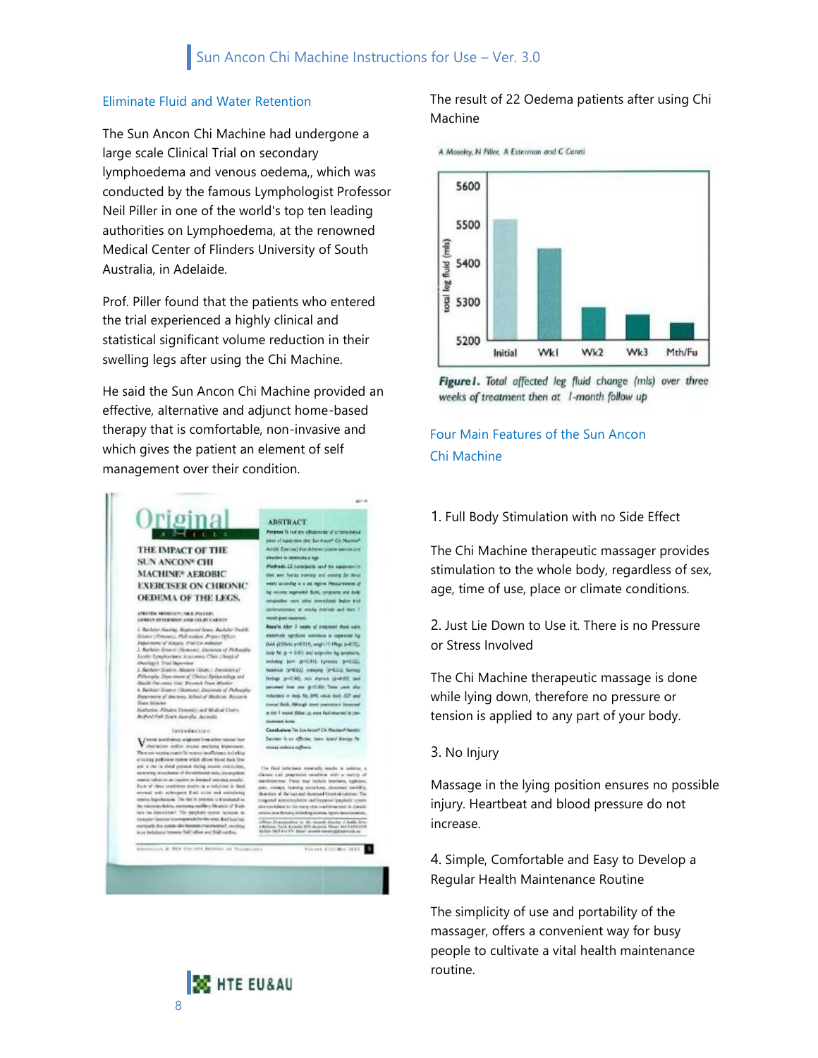## Eliminate Fluid and Water Retention

The Sun Ancon Chi Machine had undergone a large scale Clinical Trial on secondary lymphoedema and venous oedema,, which was conducted by the famous Lymphologist Professor Neil Piller in one of the world's top ten leading authorities on Lymphoedema, at the renowned Medical Center of Flinders University of South Australia, in Adelaide.

Prof. Piller found that the patients who entered the trial experienced a highly clinical and statistical significant volume reduction in their swelling legs after using the Chi Machine.

He said the Sun Ancon Chi Machine provided an effective, alternative and adjunct home-based therapy that is comfortable, non-invasive and which gives the patient an element of self management over their condition.

The result of 22 Oedema patients after using Chi Machine

*A Moseley, N Piller, A Esterman and C Carati*

**Figure I.** *Total affected leg fluid change (mls) over three weeks of treatment then at 1-month follow up*

## Four Main Features of the Sun Ancon Chi Machine

1. Full Body Stimulation with no Side Effect

The Chi Machine therapeutic massager provides stimulation to the whole body, regardless of sex, age, time of use, place or climate conditions.

2. Just Lie Down to Use it. There is no Pressure or Stress Involved

The Chi Machine therapeutic massage is done while lying down, therefore no pressure or tension is applied to any part of your body.

3. No Injury

Massage in the lying position ensures no possible injury. Heartbeat and blood pressure do not increase.

4. Simple, Comfortable and Easy to Develop a Regular Health Maintenance Routine

The simplicity of use and portability of the massager, offers a convenient way for busy people to cultivate a vital health maintenance routine.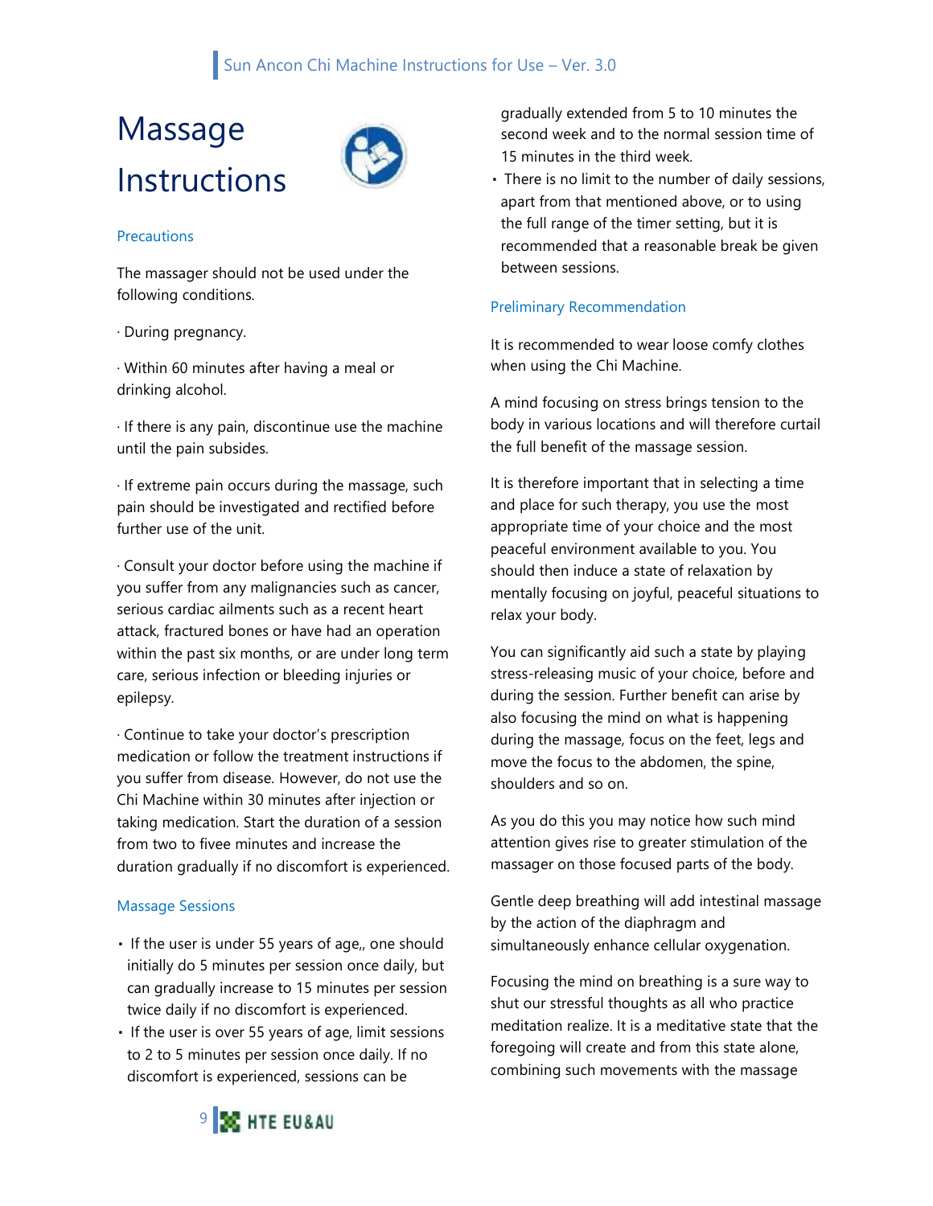# Massage Instructions

## Precautions

The massager should not be used under the following conditions.

· During pregnancy.

· Within 60 minutes after having a meal or drinking alcohol.

· If there is any pain, discontinue use the machine until the pain subsides.

· If extreme pain occurs during the massage, such pain should be investigated and rectified before further use of the unit.

· Consult your doctor before using the machine if you suffer from any malignancies such as cancer, serious cardiac ailments such as a recent heart attack, fractured bones or have had an operation within the past six months, or are under long term care, serious infection or bleeding injuries or epilepsy.

· Continue to take your doctor's prescription medication or follow the treatment instructions if you suffer from disease. However, do not use the Chi Machine within 30 minutes after injection or taking medication. Start the duration of a session from two to fivee minutes and increase the duration gradually if no discomfort is experienced.

## Massage Sessions

- If the user is under 55 years of age,, one should initially do 5 minutes per session once daily, but can gradually increase to 15 minutes per session twice daily if no discomfort is experienced.
- If the user is over 55 years of age, limit sessions to 2 to 5 minutes per session once daily. If no discomfort is experienced, sessions can be gradually extended from 5 to 10 minutes the second week and to the normal session time of 15 minutes in the third week.
- There is no limit to the number of daily sessions, apart from that mentioned above, or to using the full range of the timer setting, but it is recommended that a reasonable break be given between sessions.

## Preliminary Recommendation

It is recommended to wear loose comfy clothes when using the Chi Machine.

A mind focusing on stress brings tension to the body in various locations and will therefore curtail the full benefit of the massage session.

It is therefore important that in selecting a time and place for such therapy, you use the most appropriate time of your choice and the most peaceful environment available to you. You should then induce a state of relaxation by mentally focusing on joyful, peaceful situations to relax your body.

You can significantly aid such a state by playing stress-releasing music of your choice, before and during the session. Further benefit can arise by also focusing the mind on what is happening during the massage, focus on the feet, legs and move the focus to the abdomen, the spine, shoulders and so on.

As you do this you may notice how such mind attention gives rise to greater stimulation of the massager on those focused parts of the body.

Gentle deep breathing will add intestinal massage by the action of the diaphragm and simultaneously enhance cellular oxygenation.

Focusing the mind on breathing is a sure way to shut our stressful thoughts as all who practice meditation realize. It is a meditative state that the foregoing will create and from this state alone, combining such movements with the massage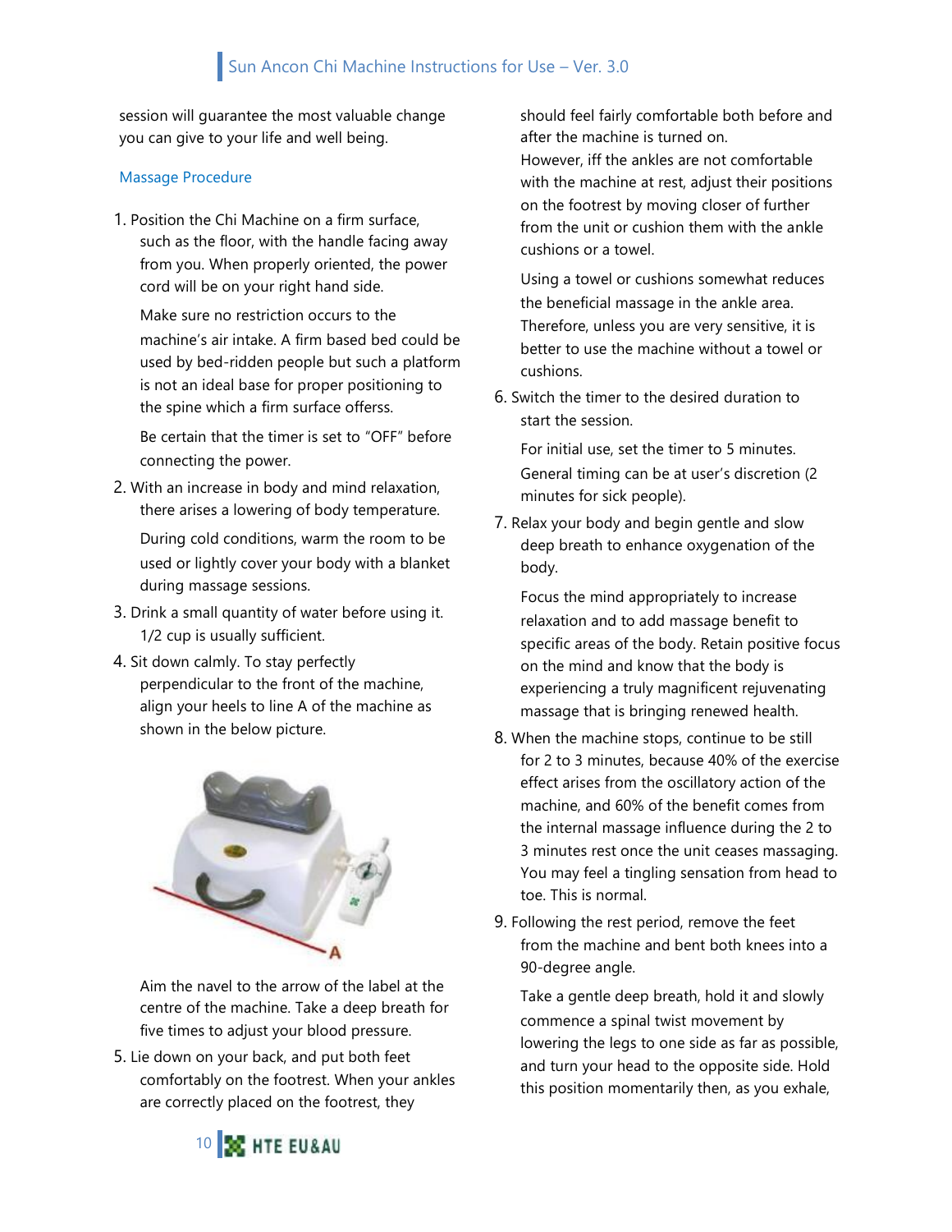session will guarantee the most valuable change you can give to your life and well being.

### Massage Procedure

1. Position the Chi Machine on a firm surface, such as the floor, with the handle facing away from you. When properly oriented, the power cord will be on your right hand side.

   Make sure no restriction occurs to the machine's air intake. A firm based bed could be used by bed-ridden people but such a platform is not an ideal base for proper positioning to the spine which a firm surface offerss.

   Be certain that the timer is set to "OFF" before connecting the power.

2. With an increase in body and mind relaxation, there arises a lowering of body temperature.

   During cold conditions, warm the room to be used or lightly cover your body with a blanket during massage sessions.

3. Drink a small quantity of water before using it. 1/2 cup is usually sufficient.

4. Sit down calmly. To stay perfectly perpendicular to the front of the machine, align your heels to line A of the machine as shown in the below picture.

   Aim the navel to the arrow of the label at the centre of the machine. Take a deep breath for five times to adjust your blood pressure.

5. Lie down on your back, and put both feet comfortably on the footrest. When your ankles are correctly placed on the footrest, they should feel fairly comfortable both before and after the machine is turned on.
   However, iff the ankles are not comfortable with the machine at rest, adjust their positions on the footrest by moving closer of further from the unit or cushion them with the ankle cushions or a towel.

   Using a towel or cushions somewhat reduces the beneficial massage in the ankle area. Therefore, unless you are very sensitive, it is better to use the machine without a towel or cushions.

6. Switch the timer to the desired duration to start the session.

   For initial use, set the timer to 5 minutes. General timing can be at user's discretion (2 minutes for sick people).

7. Relax your body and begin gentle and slow deep breath to enhance oxygenation of the body.

   Focus the mind appropriately to increase relaxation and to add massage benefit to specific areas of the body. Retain positive focus on the mind and know that the body is experiencing a truly magnificent rejuvenating massage that is bringing renewed health.

8. When the machine stops, continue to be still for 2 to 3 minutes, because 40% of the exercise effect arises from the oscillatory action of the machine, and 60% of the benefit comes from the internal massage influence during the 2 to 3 minutes rest once the unit ceases massaging. You may feel a tingling sensation from head to toe. This is normal.

9. Following the rest period, remove the feet from the machine and bent both knees into a 90-degree angle.

   Take a gentle deep breath, hold it and slowly commence a spinal twist movement by lowering the legs to one side as far as possible, and turn your head to the opposite side. Hold this position momentarily then, as you exhale,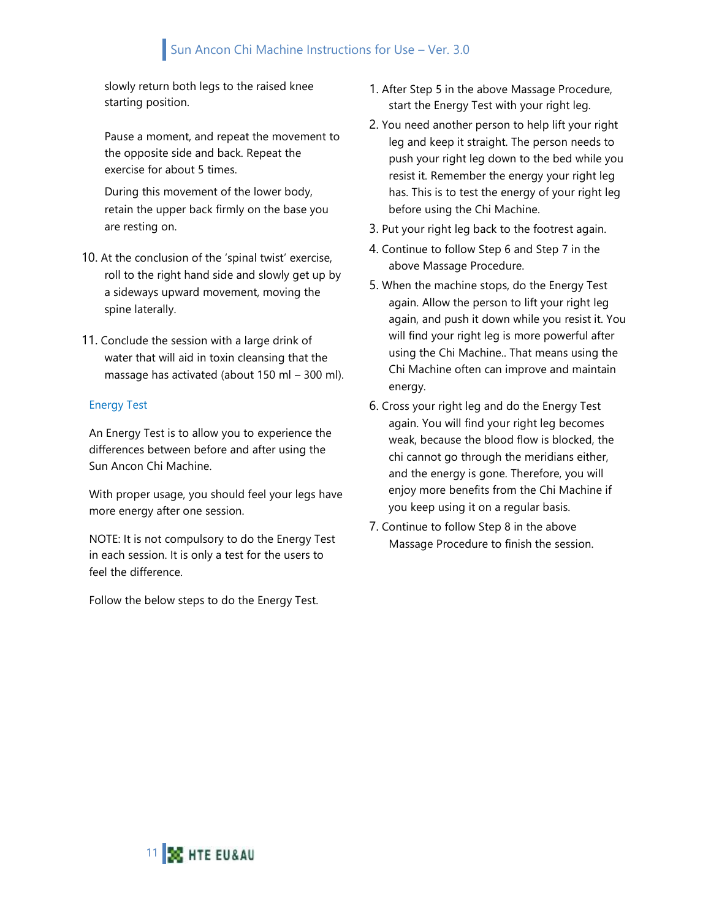slowly return both legs to the raised knee starting position.

Pause a moment, and repeat the movement to the opposite side and back. Repeat the exercise for about 5 times.

During this movement of the lower body, retain the upper back firmly on the base you are resting on.

10. At the conclusion of the 'spinal twist' exercise, roll to the right hand side and slowly get up by a sideways upward movement, moving the spine laterally.

11. Conclude the session with a large drink of water that will aid in toxin cleansing that the massage has activated (about 150 ml – 300 ml).

## Energy Test

An Energy Test is to allow you to experience the differences between before and after using the Sun Ancon Chi Machine.

With proper usage, you should feel your legs have more energy after one session.

NOTE: It is not compulsory to do the Energy Test in each session. It is only a test for the users to feel the difference.

Follow the below steps to do the Energy Test.

1. After Step 5 in the above Massage Procedure, start the Energy Test with your right leg.
2. You need another person to help lift your right leg and keep it straight. The person needs to push your right leg down to the bed while you resist it. Remember the energy your right leg has. This is to test the energy of your right leg before using the Chi Machine.
3. Put your right leg back to the footrest again.
4. Continue to follow Step 6 and Step 7 in the above Massage Procedure.
5. When the machine stops, do the Energy Test again. Allow the person to lift your right leg again, and push it down while you resist it. You will find your right leg is more powerful after using the Chi Machine.. That means using the Chi Machine often can improve and maintain energy.
6. Cross your right leg and do the Energy Test again. You will find your right leg becomes weak, because the blood flow is blocked, the chi cannot go through the meridians either, and the energy is gone. Therefore, you will enjoy more benefits from the Chi Machine if you keep using it on a regular basis.
7. Continue to follow Step 8 in the above Massage Procedure to finish the session.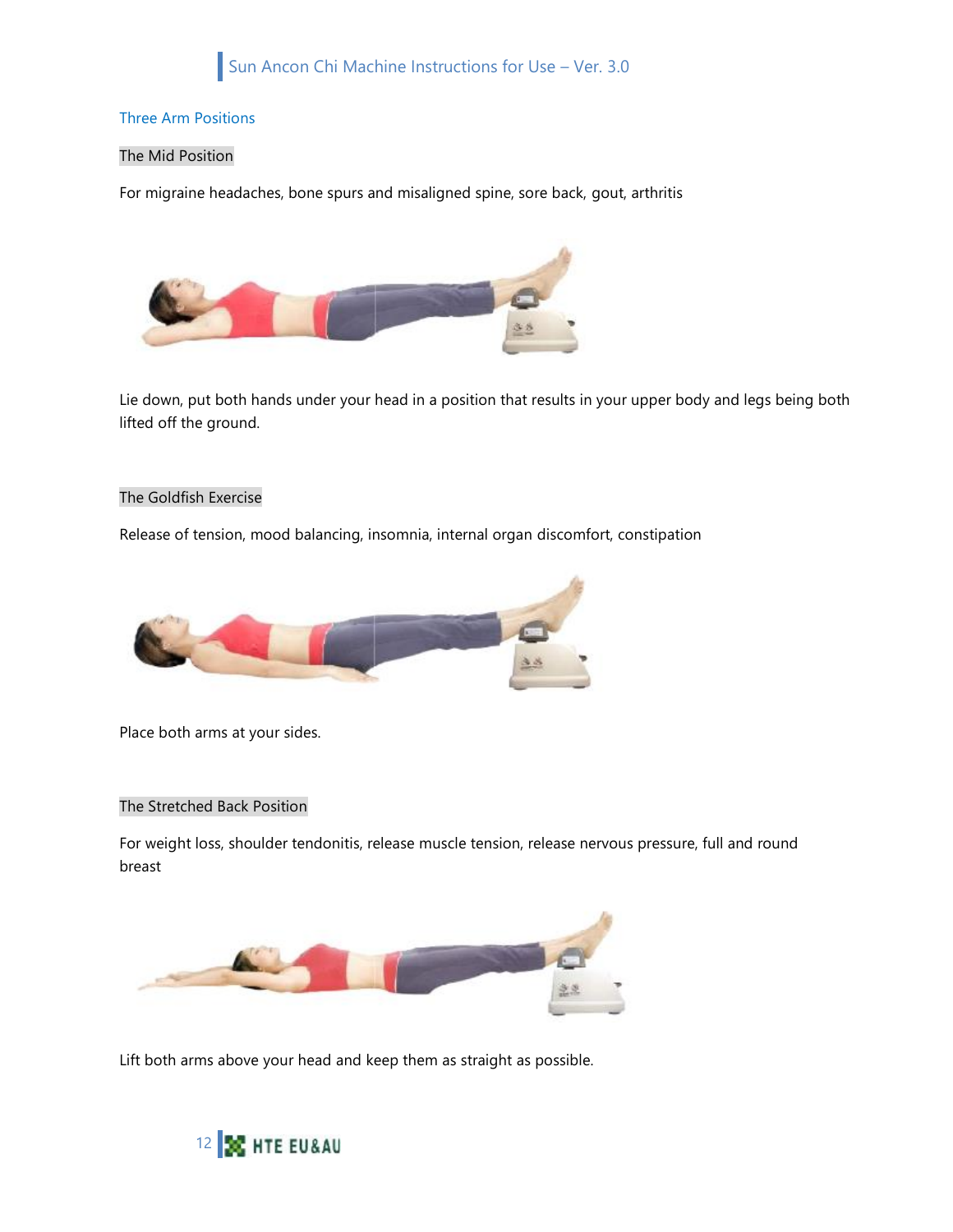## Three Arm Positions

### The Mid Position

For migraine headaches, bone spurs and misaligned spine, sore back, gout, arthritis

Lie down, put both hands under your head in a position that results in your upper body and legs being both lifted off the ground.

### The Goldfish Exercise

Release of tension, mood balancing, insomnia, internal organ discomfort, constipation

Place both arms at your sides.

### The Stretched Back Position

For weight loss, shoulder tendonitis, release muscle tension, release nervous pressure, full and round breast

Lift both arms above your head and keep them as straight as possible.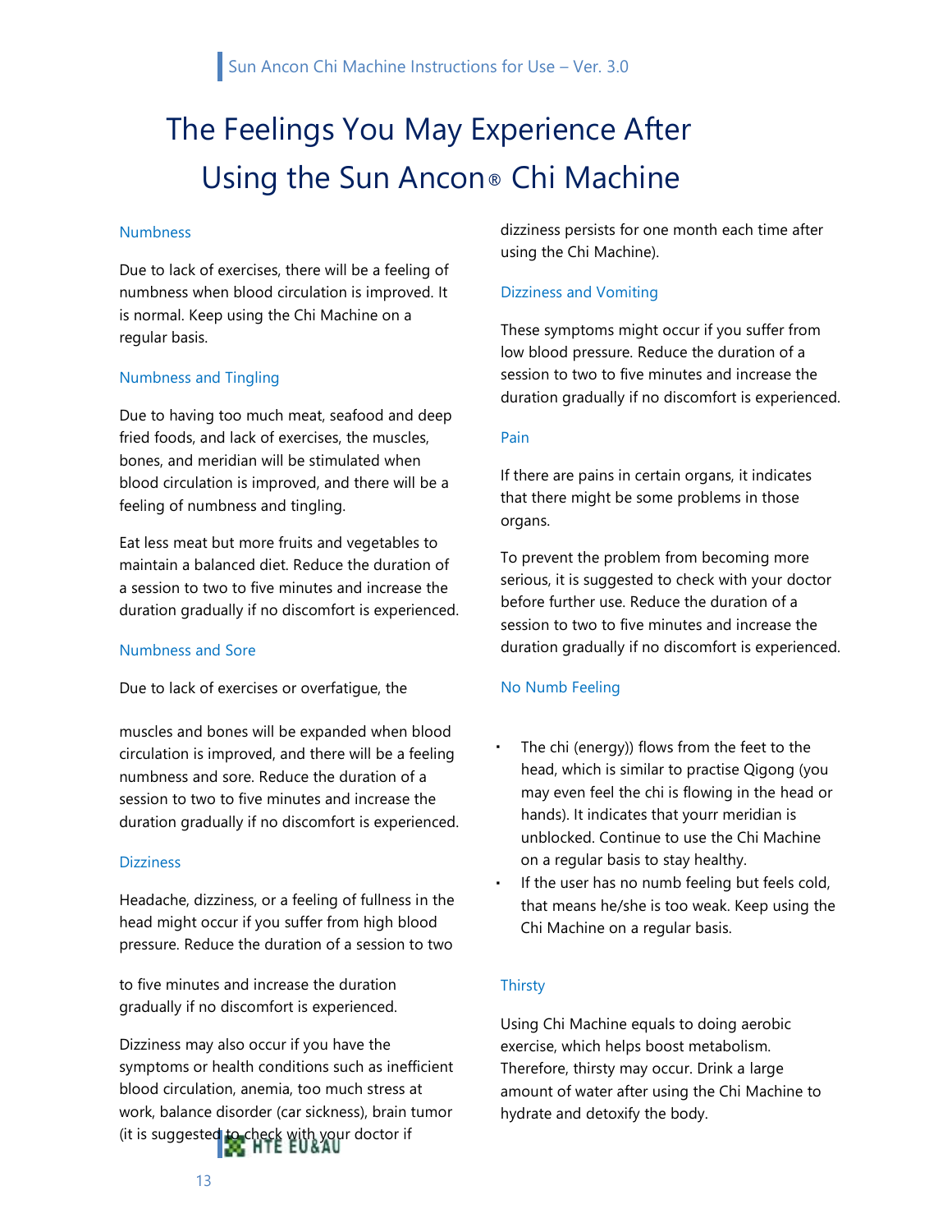# The Feelings You May Experience After Using the Sun Ancon® Chi Machine

### Numbness

Due to lack of exercises, there will be a feeling of numbness when blood circulation is improved. It is normal. Keep using the Chi Machine on a regular basis.

### Numbness and Tingling

Due to having too much meat, seafood and deep fried foods, and lack of exercises, the muscles, bones, and meridian will be stimulated when blood circulation is improved, and there will be a feeling of numbness and tingling.

Eat less meat but more fruits and vegetables to maintain a balanced diet. Reduce the duration of a session to two to five minutes and increase the duration gradually if no discomfort is experienced.

### Numbness and Sore

Due to lack of exercises or overfatigue, the muscles and bones will be expanded when blood circulation is improved, and there will be a feeling numbness and sore. Reduce the duration of a session to two to five minutes and increase the duration gradually if no discomfort is experienced.

### Dizziness

Headache, dizziness, or a feeling of fullness in the head might occur if you suffer from high blood pressure. Reduce the duration of a session to two to five minutes and increase the duration gradually if no discomfort is experienced.

Dizziness may also occur if you have the symptoms or health conditions such as inefficient blood circulation, anemia, too much stress at work, balance disorder (car sickness), brain tumor (it is suggested to check with your doctor if dizziness persists for one month each time after using the Chi Machine).

### Dizziness and Vomiting

These symptoms might occur if you suffer from low blood pressure. Reduce the duration of a session to two to five minutes and increase the duration gradually if no discomfort is experienced.

### Pain

If there are pains in certain organs, it indicates that there might be some problems in those organs.

To prevent the problem from becoming more serious, it is suggested to check with your doctor before further use. Reduce the duration of a session to two to five minutes and increase the duration gradually if no discomfort is experienced.

### No Numb Feeling

- The chi (energy)) flows from the feet to the head, which is similar to practise Qigong (you may even feel the chi is flowing in the head or hands). It indicates that yourr meridian is unblocked. Continue to use the Chi Machine on a regular basis to stay healthy.
- If the user has no numb feeling but feels cold, that means he/she is too weak. Keep using the Chi Machine on a regular basis.

### Thirsty

Using Chi Machine equals to doing aerobic exercise, which helps boost metabolism. Therefore, thirsty may occur. Drink a large amount of water after using the Chi Machine to hydrate and detoxify the body.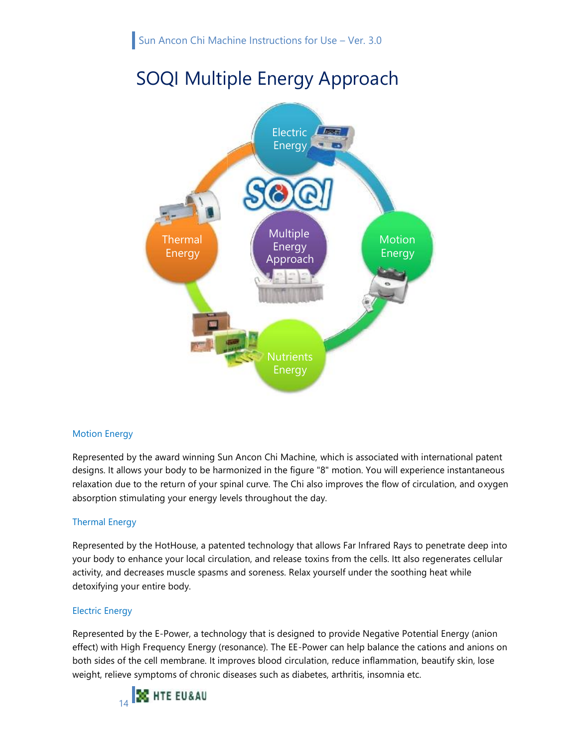# SOQI Multiple Energy Approach

Electric Energy

Thermal Energy

Multiple Energy Approach

Motion Energy

Nutrients Energy

### Motion Energy

Represented by the award winning Sun Ancon Chi Machine, which is associated with international patent designs. It allows your body to be harmonized in the figure "8" motion. You will experience instantaneous relaxation due to the return of your spinal curve. The Chi also improves the flow of circulation, and oxygen absorption stimulating your energy levels throughout the day.

### Thermal Energy

Represented by the HotHouse, a patented technology that allows Far Infrared Rays to penetrate deep into your body to enhance your local circulation, and release toxins from the cells. Itt also regenerates cellular activity, and decreases muscle spasms and soreness. Relax yourself under the soothing heat while detoxifying your entire body.

### Electric Energy

Represented by the E-Power, a technology that is designed to provide Negative Potential Energy (anion effect) with High Frequency Energy (resonance). The EE-Power can help balance the cations and anions on both sides of the cell membrane. It improves blood circulation, reduce inflammation, beautify skin, lose weight, relieve symptoms of chronic diseases such as diabetes, arthritis, insomnia etc.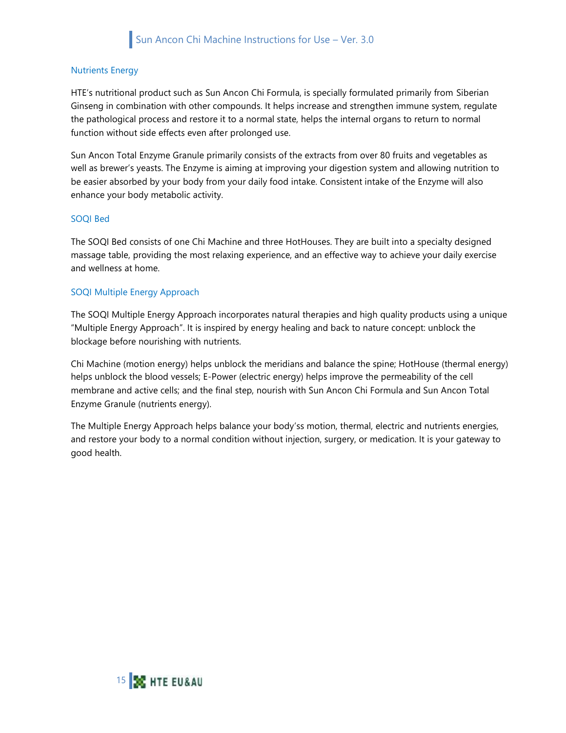## Nutrients Energy

HTE's nutritional product such as Sun Ancon Chi Formula, is specially formulated primarily from Siberian Ginseng in combination with other compounds. It helps increase and strengthen immune system, regulate the pathological process and restore it to a normal state, helps the internal organs to return to normal function without side effects even after prolonged use.

Sun Ancon Total Enzyme Granule primarily consists of the extracts from over 80 fruits and vegetables as well as brewer's yeasts. The Enzyme is aiming at improving your digestion system and allowing nutrition to be easier absorbed by your body from your daily food intake. Consistent intake of the Enzyme will also enhance your body metabolic activity.

## SOQI Bed

The SOQI Bed consists of one Chi Machine and three HotHouses. They are built into a specialty designed massage table, providing the most relaxing experience, and an effective way to achieve your daily exercise and wellness at home.

## SOQI Multiple Energy Approach

The SOQI Multiple Energy Approach incorporates natural therapies and high quality products using a unique "Multiple Energy Approach". It is inspired by energy healing and back to nature concept: unblock the blockage before nourishing with nutrients.

Chi Machine (motion energy) helps unblock the meridians and balance the spine; HotHouse (thermal energy) helps unblock the blood vessels; E-Power (electric energy) helps improve the permeability of the cell membrane and active cells; and the final step, nourish with Sun Ancon Chi Formula and Sun Ancon Total Enzyme Granule (nutrients energy).

The Multiple Energy Approach helps balance your body'ss motion, thermal, electric and nutrients energies, and restore your body to a normal condition without injection, surgery, or medication. It is your gateway to good health.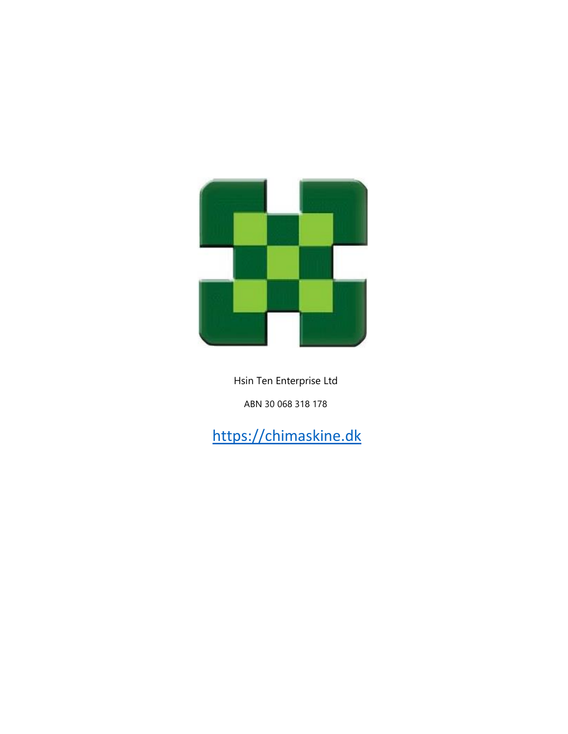Hsin Ten Enterprise Ltd

ABN 30 068 318 178

https://chimaskine.dk